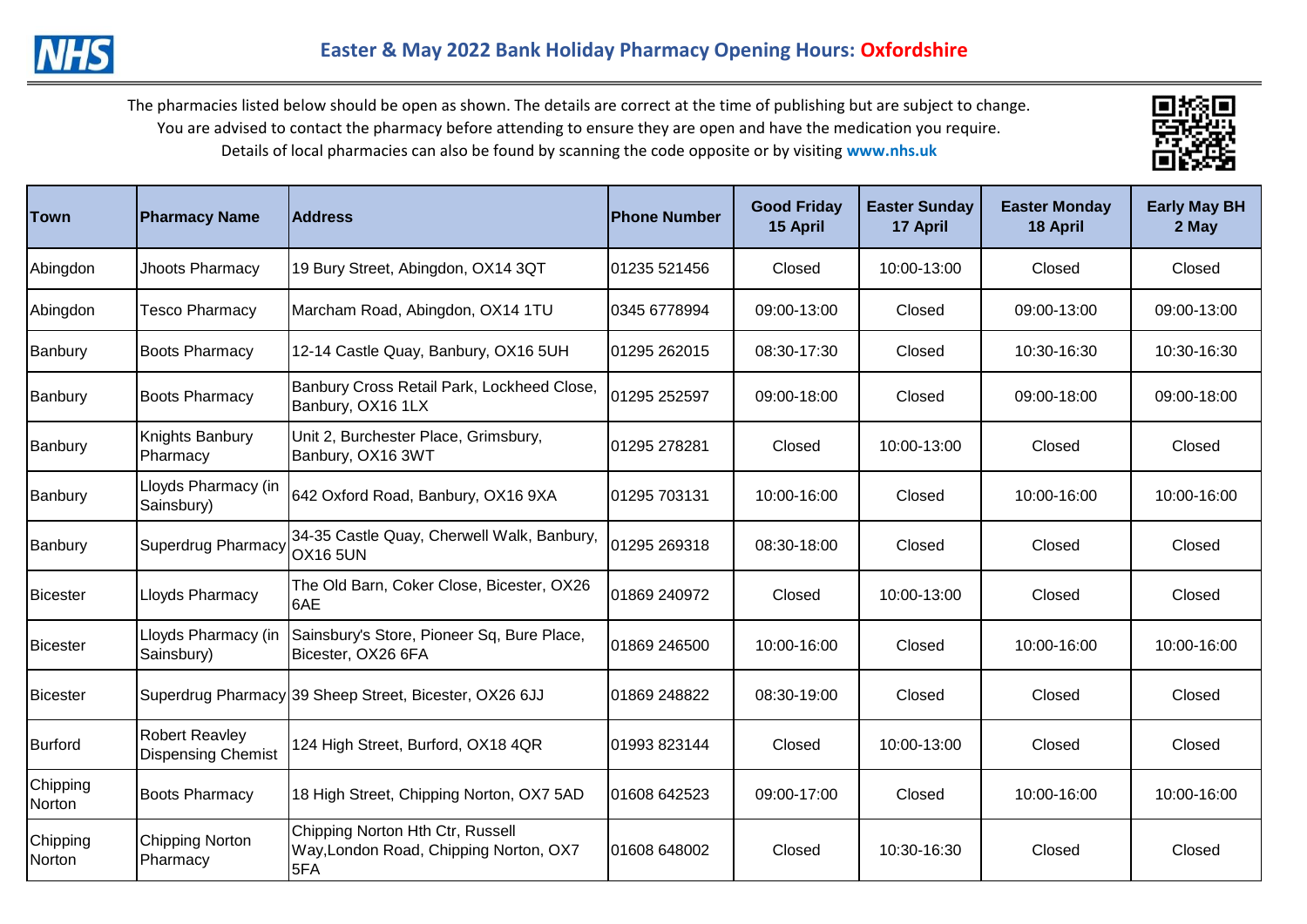# Easter & May 2022 Bank Holiday Pharmacy Opening Hours: Oxfordshire

The pharmacies listed below should be open as shown. The details are correct at the time of publishing but are subject to change. You are advised to contact the pharmacy before attending to ensure they are open and have the medication you require. Details of local pharmacies can also be found by scanning the code opposite or by visiting **www.nhs.uk**

| Town | Pharmacy Name | Address | Phone Number | Good Friday 15 April | Easter Sunday 17 April | Easter Monday 18 April | Early May BH 2 May |
|---|---|---|---|---|---|---|---|
| Abingdon | Jhoots Pharmacy | 19 Bury Street, Abingdon, OX14 3QT | 01235 521456 | Closed | 10:00-13:00 | Closed | Closed |
| Abingdon | Tesco Pharmacy | Marcham Road, Abingdon, OX14 1TU | 0345 6778994 | 09:00-13:00 | Closed | 09:00-13:00 | 09:00-13:00 |
| Banbury | Boots Pharmacy | 12-14 Castle Quay, Banbury, OX16 5UH | 01295 262015 | 08:30-17:30 | Closed | 10:30-16:30 | 10:30-16:30 |
| Banbury | Boots Pharmacy | Banbury Cross Retail Park, Lockheed Close, Banbury, OX16 1LX | 01295 252597 | 09:00-18:00 | Closed | 09:00-18:00 | 09:00-18:00 |
| Banbury | Knights Banbury Pharmacy | Unit 2, Burchester Place, Grimsbury, Banbury, OX16 3WT | 01295 278281 | Closed | 10:00-13:00 | Closed | Closed |
| Banbury | Lloyds Pharmacy (in Sainsbury) | 642 Oxford Road, Banbury, OX16 9XA | 01295 703131 | 10:00-16:00 | Closed | 10:00-16:00 | 10:00-16:00 |
| Banbury | Superdrug Pharmacy | 34-35 Castle Quay, Cherwell Walk, Banbury, OX16 5UN | 01295 269318 | 08:30-18:00 | Closed | Closed | Closed |
| Bicester | Lloyds Pharmacy | The Old Barn, Coker Close, Bicester, OX26 6AE | 01869 240972 | Closed | 10:00-13:00 | Closed | Closed |
| Bicester | Lloyds Pharmacy (in Sainsbury) | Sainsbury's Store, Pioneer Sq, Bure Place, Bicester, OX26 6FA | 01869 246500 | 10:00-16:00 | Closed | 10:00-16:00 | 10:00-16:00 |
| Bicester | Superdrug Pharmacy | 39 Sheep Street, Bicester, OX26 6JJ | 01869 248822 | 08:30-19:00 | Closed | Closed | Closed |
| Burford | Robert Reavley Dispensing Chemist | 124 High Street, Burford, OX18 4QR | 01993 823144 | Closed | 10:00-13:00 | Closed | Closed |
| Chipping Norton | Boots Pharmacy | 18 High Street, Chipping Norton, OX7 5AD | 01608 642523 | 09:00-17:00 | Closed | 10:00-16:00 | 10:00-16:00 |
| Chipping Norton | Chipping Norton Pharmacy | Chipping Norton Hth Ctr, Russell Way,London Road, Chipping Norton, OX7 5FA | 01608 648002 | Closed | 10:30-16:30 | Closed | Closed |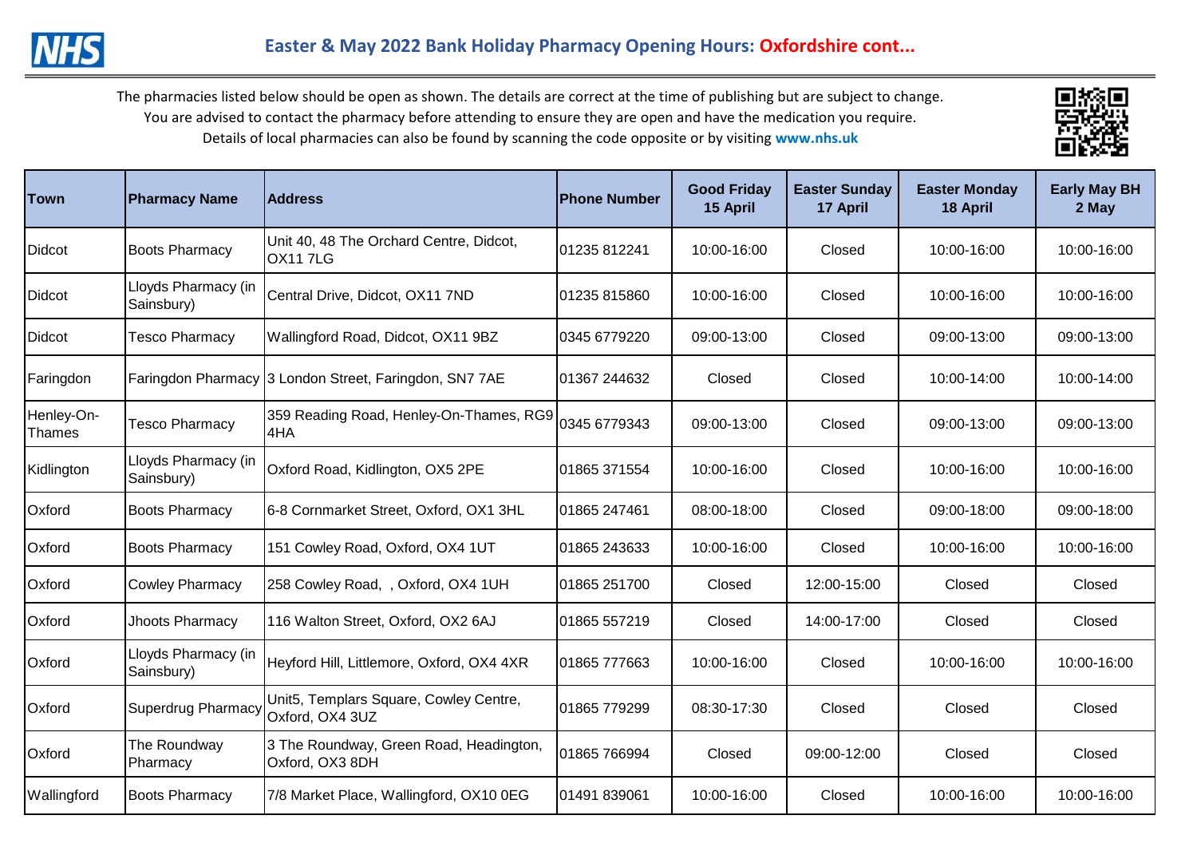# Easter & May 2022 Bank Holiday Pharmacy Opening Hours: Oxfordshire cont...

The pharmacies listed below should be open as shown. The details are correct at the time of publishing but are subject to change.
You are advised to contact the pharmacy before attending to ensure they are open and have the medication you require.
Details of local pharmacies can also be found by scanning the code opposite or by visiting **www.nhs.uk**

| Town | Pharmacy Name | Address | Phone Number | Good Friday 15 April | Easter Sunday 17 April | Easter Monday 18 April | Early May BH 2 May |
|---|---|---|---|---|---|---|---|
| Didcot | Boots Pharmacy | Unit 40, 48 The Orchard Centre, Didcot, OX11 7LG | 01235 812241 | 10:00-16:00 | Closed | 10:00-16:00 | 10:00-16:00 |
| Didcot | Lloyds Pharmacy (in Sainsbury) | Central Drive, Didcot, OX11 7ND | 01235 815860 | 10:00-16:00 | Closed | 10:00-16:00 | 10:00-16:00 |
| Didcot | Tesco Pharmacy | Wallingford Road, Didcot, OX11 9BZ | 0345 6779220 | 09:00-13:00 | Closed | 09:00-13:00 | 09:00-13:00 |
| Faringdon | Faringdon Pharmacy | 3 London Street, Faringdon, SN7 7AE | 01367 244632 | Closed | Closed | 10:00-14:00 | 10:00-14:00 |
| Henley-On-Thames | Tesco Pharmacy | 359 Reading Road, Henley-On-Thames, RG9 4HA | 0345 6779343 | 09:00-13:00 | Closed | 09:00-13:00 | 09:00-13:00 |
| Kidlington | Lloyds Pharmacy (in Sainsbury) | Oxford Road, Kidlington, OX5 2PE | 01865 371554 | 10:00-16:00 | Closed | 10:00-16:00 | 10:00-16:00 |
| Oxford | Boots Pharmacy | 6-8 Cornmarket Street, Oxford, OX1 3HL | 01865 247461 | 08:00-18:00 | Closed | 09:00-18:00 | 09:00-18:00 |
| Oxford | Boots Pharmacy | 151 Cowley Road, Oxford, OX4 1UT | 01865 243633 | 10:00-16:00 | Closed | 10:00-16:00 | 10:00-16:00 |
| Oxford | Cowley Pharmacy | 258 Cowley Road, , Oxford, OX4 1UH | 01865 251700 | Closed | 12:00-15:00 | Closed | Closed |
| Oxford | Jhoots Pharmacy | 116 Walton Street, Oxford, OX2 6AJ | 01865 557219 | Closed | 14:00-17:00 | Closed | Closed |
| Oxford | Lloyds Pharmacy (in Sainsbury) | Heyford Hill, Littlemore, Oxford, OX4 4XR | 01865 777663 | 10:00-16:00 | Closed | 10:00-16:00 | 10:00-16:00 |
| Oxford | Superdrug Pharmacy | Unit5, Templars Square, Cowley Centre, Oxford, OX4 3UZ | 01865 779299 | 08:30-17:30 | Closed | Closed | Closed |
| Oxford | The Roundway Pharmacy | 3 The Roundway, Green Road, Headington, Oxford, OX3 8DH | 01865 766994 | Closed | 09:00-12:00 | Closed | Closed |
| Wallingford | Boots Pharmacy | 7/8 Market Place, Wallingford, OX10 0EG | 01491 839061 | 10:00-16:00 | Closed | 10:00-16:00 | 10:00-16:00 |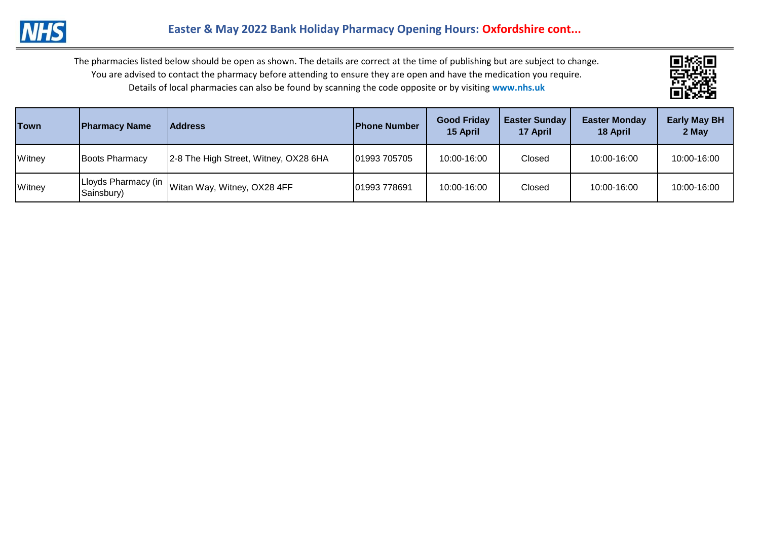# Easter & May 2022 Bank Holiday Pharmacy Opening Hours: Oxfordshire cont...

The pharmacies listed below should be open as shown. The details are correct at the time of publishing but are subject to change.
You are advised to contact the pharmacy before attending to ensure they are open and have the medication you require.
Details of local pharmacies can also be found by scanning the code opposite or by visiting **www.nhs.uk**

| Town | Pharmacy Name | Address | Phone Number | Good Friday 15 April | Easter Sunday 17 April | Easter Monday 18 April | Early May BH 2 May |
|---|---|---|---|---|---|---|---|
| Witney | Boots Pharmacy | 2-8 The High Street, Witney, OX28 6HA | 01993 705705 | 10:00-16:00 | Closed | 10:00-16:00 | 10:00-16:00 |
| Witney | Lloyds Pharmacy (in Sainsbury) | Witan Way, Witney, OX28 4FF | 01993 778691 | 10:00-16:00 | Closed | 10:00-16:00 | 10:00-16:00 |